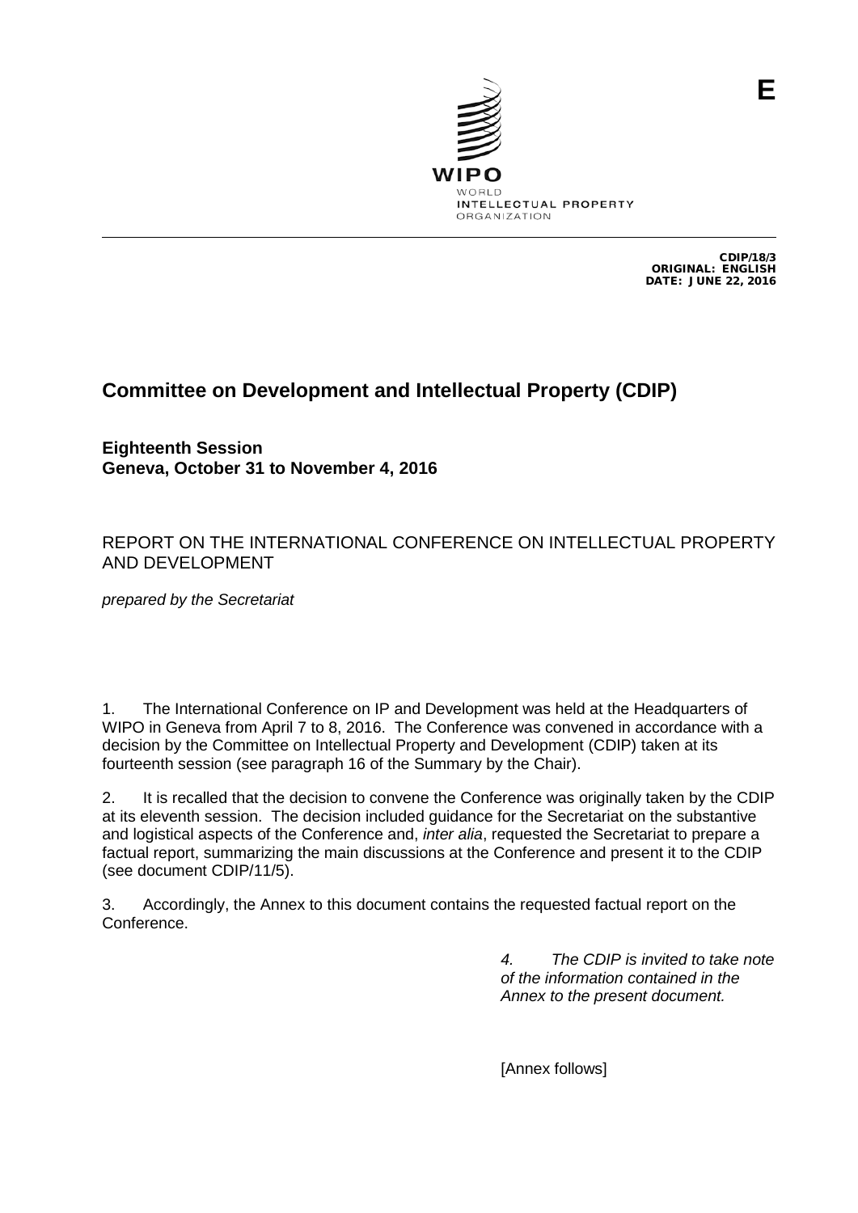E

WIPO
WORLD
INTELLECTUAL PROPERTY
ORGANIZATION

CDIP/18/3
ORIGINAL: ENGLISH
DATE: JUNE 22, 2016

# Committee on Development and Intellectual Property (CDIP)

**Eighteenth Session**
**Geneva, October 31 to November 4, 2016**

## REPORT ON THE INTERNATIONAL CONFERENCE ON INTELLECTUAL PROPERTY AND DEVELOPMENT

*prepared by the Secretariat*

1. The International Conference on IP and Development was held at the Headquarters of WIPO in Geneva from April 7 to 8, 2016. The Conference was convened in accordance with a decision by the Committee on Intellectual Property and Development (CDIP) taken at its fourteenth session (see paragraph 16 of the Summary by the Chair).

2. It is recalled that the decision to convene the Conference was originally taken by the CDIP at its eleventh session. The decision included guidance for the Secretariat on the substantive and logistical aspects of the Conference and, *inter alia*, requested the Secretariat to prepare a factual report, summarizing the main discussions at the Conference and present it to the CDIP (see document CDIP/11/5).

3. Accordingly, the Annex to this document contains the requested factual report on the Conference.

*4. The CDIP is invited to take note of the information contained in the Annex to the present document.*

[Annex follows]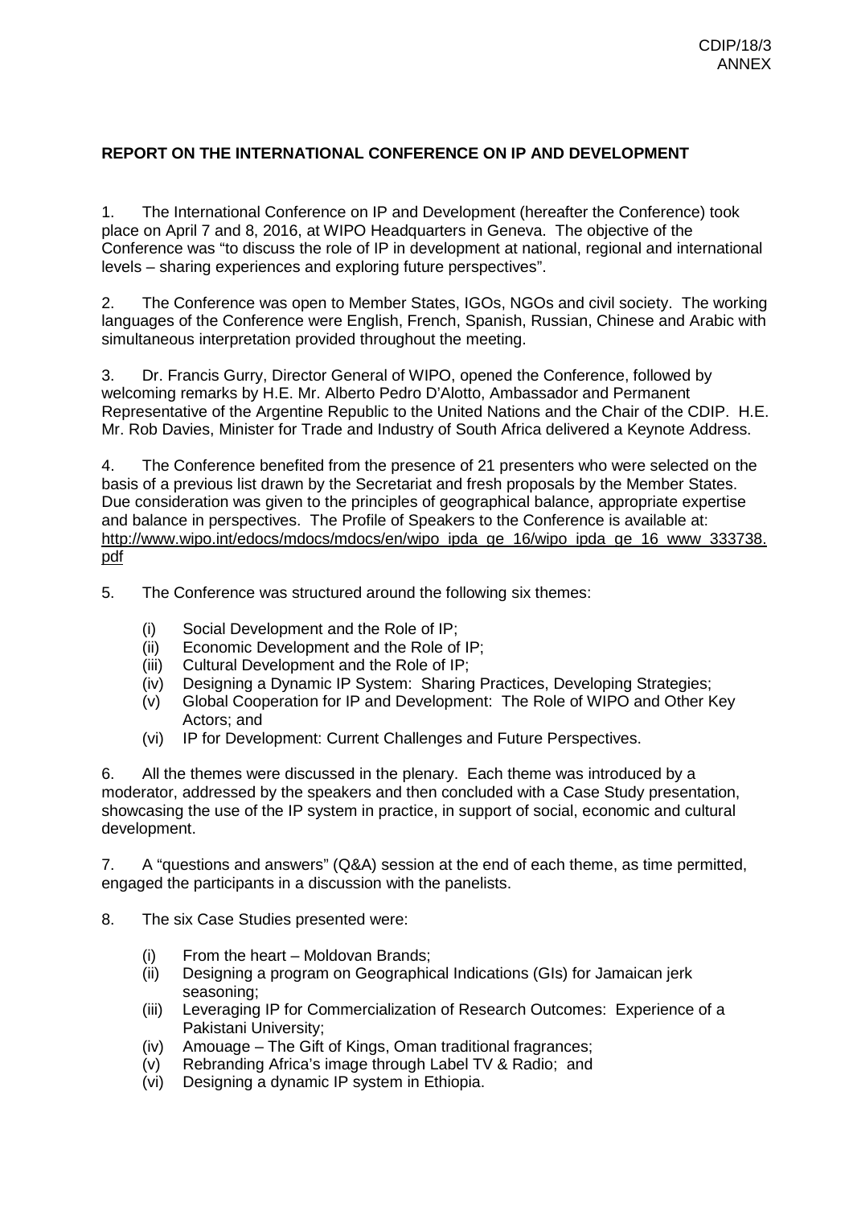**REPORT ON THE INTERNATIONAL CONFERENCE ON IP AND DEVELOPMENT**

1. The International Conference on IP and Development (hereafter the Conference) took place on April 7 and 8, 2016, at WIPO Headquarters in Geneva. The objective of the Conference was "to discuss the role of IP in development at national, regional and international levels – sharing experiences and exploring future perspectives".

2. The Conference was open to Member States, IGOs, NGOs and civil society. The working languages of the Conference were English, French, Spanish, Russian, Chinese and Arabic with simultaneous interpretation provided throughout the meeting.

3. Dr. Francis Gurry, Director General of WIPO, opened the Conference, followed by welcoming remarks by H.E. Mr. Alberto Pedro D'Alotto, Ambassador and Permanent Representative of the Argentine Republic to the United Nations and the Chair of the CDIP. H.E. Mr. Rob Davies, Minister for Trade and Industry of South Africa delivered a Keynote Address.

4. The Conference benefited from the presence of 21 presenters who were selected on the basis of a previous list drawn by the Secretariat and fresh proposals by the Member States. Due consideration was given to the principles of geographical balance, appropriate expertise and balance in perspectives. The Profile of Speakers to the Conference is available at: http://www.wipo.int/edocs/mdocs/mdocs/en/wipo_ipda_ge_16/wipo_ipda_ge_16_www_333738.pdf

5. The Conference was structured around the following six themes:

   (i) Social Development and the Role of IP;
   (ii) Economic Development and the Role of IP;
   (iii) Cultural Development and the Role of IP;
   (iv) Designing a Dynamic IP System: Sharing Practices, Developing Strategies;
   (v) Global Cooperation for IP and Development: The Role of WIPO and Other Key Actors; and
   (vi) IP for Development: Current Challenges and Future Perspectives.

6. All the themes were discussed in the plenary. Each theme was introduced by a moderator, addressed by the speakers and then concluded with a Case Study presentation, showcasing the use of the IP system in practice, in support of social, economic and cultural development.

7. A "questions and answers" (Q&A) session at the end of each theme, as time permitted, engaged the participants in a discussion with the panelists.

8. The six Case Studies presented were:

   (i) From the heart – Moldovan Brands;
   (ii) Designing a program on Geographical Indications (GIs) for Jamaican jerk seasoning;
   (iii) Leveraging IP for Commercialization of Research Outcomes: Experience of a Pakistani University;
   (iv) Amouage – The Gift of Kings, Oman traditional fragrances;
   (v) Rebranding Africa's image through Label TV & Radio; and
   (vi) Designing a dynamic IP system in Ethiopia.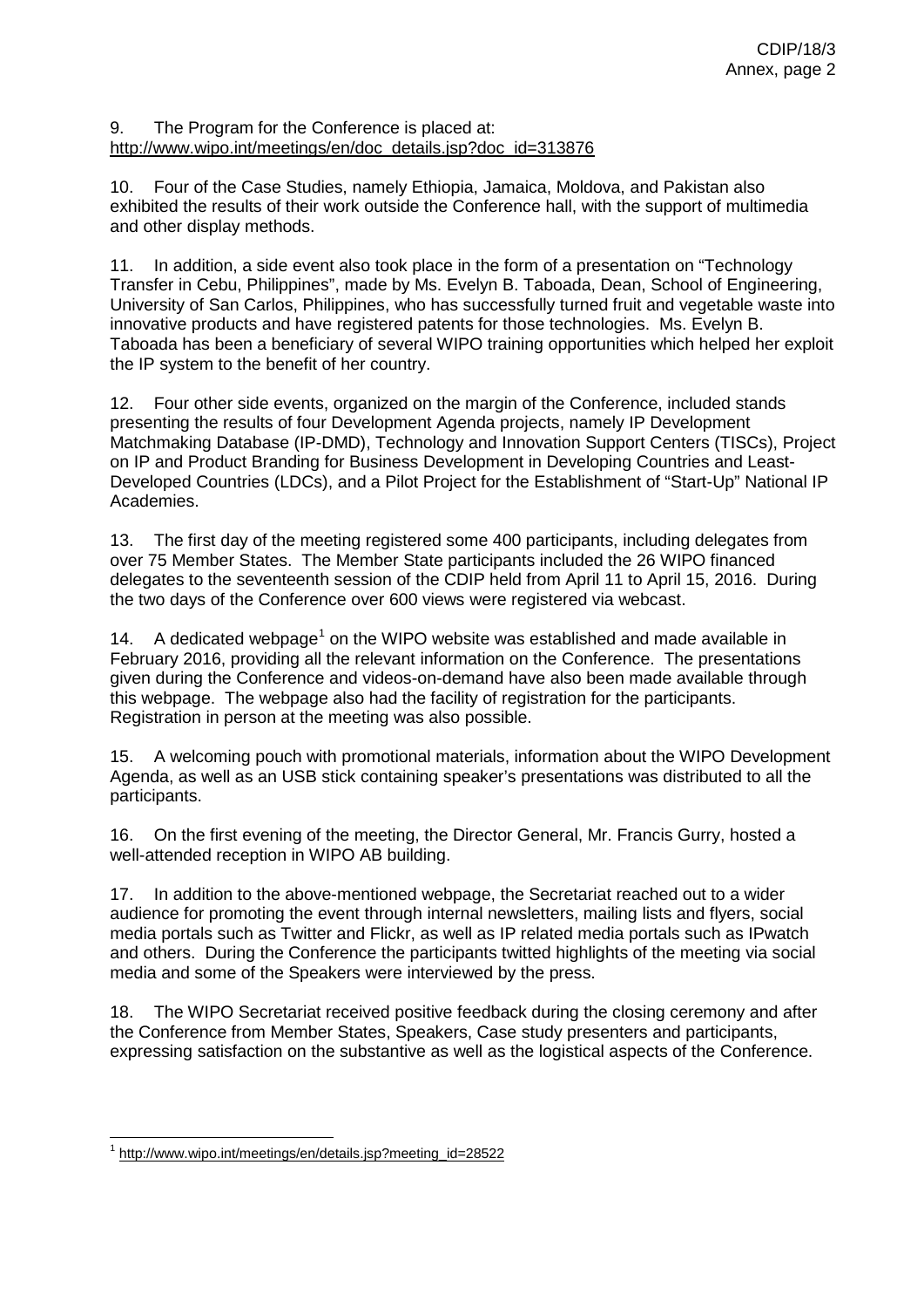9. The Program for the Conference is placed at: http://www.wipo.int/meetings/en/doc_details.jsp?doc_id=313876

10. Four of the Case Studies, namely Ethiopia, Jamaica, Moldova, and Pakistan also exhibited the results of their work outside the Conference hall, with the support of multimedia and other display methods.

11. In addition, a side event also took place in the form of a presentation on “Technology Transfer in Cebu, Philippines”, made by Ms. Evelyn B. Taboada, Dean, School of Engineering, University of San Carlos, Philippines, who has successfully turned fruit and vegetable waste into innovative products and have registered patents for those technologies. Ms. Evelyn B. Taboada has been a beneficiary of several WIPO training opportunities which helped her exploit the IP system to the benefit of her country.

12. Four other side events, organized on the margin of the Conference, included stands presenting the results of four Development Agenda projects, namely IP Development Matchmaking Database (IP-DMD), Technology and Innovation Support Centers (TISCs), Project on IP and Product Branding for Business Development in Developing Countries and Least-Developed Countries (LDCs), and a Pilot Project for the Establishment of “Start-Up” National IP Academies.

13. The first day of the meeting registered some 400 participants, including delegates from over 75 Member States. The Member State participants included the 26 WIPO financed delegates to the seventeenth session of the CDIP held from April 11 to April 15, 2016. During the two days of the Conference over 600 views were registered via webcast.

14. A dedicated webpage[1] on the WIPO website was established and made available in February 2016, providing all the relevant information on the Conference. The presentations given during the Conference and videos-on-demand have also been made available through this webpage. The webpage also had the facility of registration for the participants. Registration in person at the meeting was also possible.

15. A welcoming pouch with promotional materials, information about the WIPO Development Agenda, as well as an USB stick containing speaker’s presentations was distributed to all the participants.

16. On the first evening of the meeting, the Director General, Mr. Francis Gurry, hosted a well-attended reception in WIPO AB building.

17. In addition to the above-mentioned webpage, the Secretariat reached out to a wider audience for promoting the event through internal newsletters, mailing lists and flyers, social media portals such as Twitter and Flickr, as well as IP related media portals such as IPwatch and others. During the Conference the participants twitted highlights of the meeting via social media and some of the Speakers were interviewed by the press.

18. The WIPO Secretariat received positive feedback during the closing ceremony and after the Conference from Member States, Speakers, Case study presenters and participants, expressing satisfaction on the substantive as well as the logistical aspects of the Conference.

[1] http://www.wipo.int/meetings/en/details.jsp?meeting_id=28522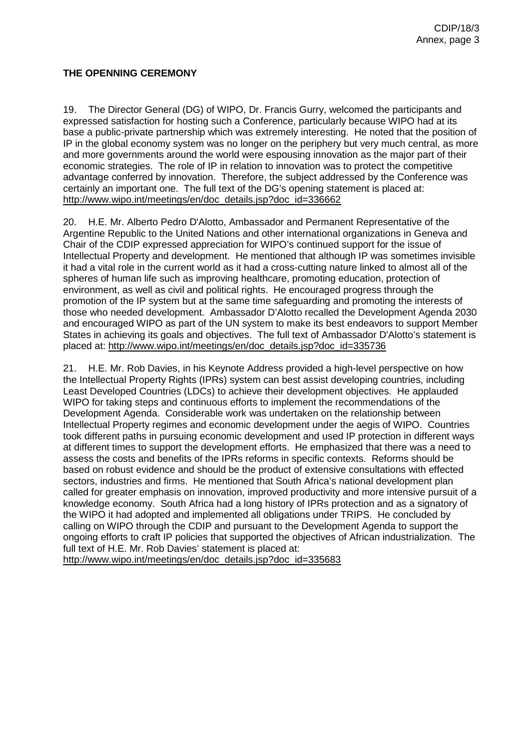**THE OPENNING CEREMONY**

19. The Director General (DG) of WIPO, Dr. Francis Gurry, welcomed the participants and expressed satisfaction for hosting such a Conference, particularly because WIPO had at its base a public-private partnership which was extremely interesting. He noted that the position of IP in the global economy system was no longer on the periphery but very much central, as more and more governments around the world were espousing innovation as the major part of their economic strategies. The role of IP in relation to innovation was to protect the competitive advantage conferred by innovation. Therefore, the subject addressed by the Conference was certainly an important one. The full text of the DG's opening statement is placed at: http://www.wipo.int/meetings/en/doc_details.jsp?doc_id=336662

20. H.E. Mr. Alberto Pedro D'Alotto, Ambassador and Permanent Representative of the Argentine Republic to the United Nations and other international organizations in Geneva and Chair of the CDIP expressed appreciation for WIPO's continued support for the issue of Intellectual Property and development. He mentioned that although IP was sometimes invisible it had a vital role in the current world as it had a cross-cutting nature linked to almost all of the spheres of human life such as improving healthcare, promoting education, protection of environment, as well as civil and political rights. He encouraged progress through the promotion of the IP system but at the same time safeguarding and promoting the interests of those who needed development. Ambassador D'Alotto recalled the Development Agenda 2030 and encouraged WIPO as part of the UN system to make its best endeavors to support Member States in achieving its goals and objectives. The full text of Ambassador D'Alotto's statement is placed at: http://www.wipo.int/meetings/en/doc_details.jsp?doc_id=335736

21. H.E. Mr. Rob Davies, in his Keynote Address provided a high-level perspective on how the Intellectual Property Rights (IPRs) system can best assist developing countries, including Least Developed Countries (LDCs) to achieve their development objectives. He applauded WIPO for taking steps and continuous efforts to implement the recommendations of the Development Agenda. Considerable work was undertaken on the relationship between Intellectual Property regimes and economic development under the aegis of WIPO. Countries took different paths in pursuing economic development and used IP protection in different ways at different times to support the development efforts. He emphasized that there was a need to assess the costs and benefits of the IPRs reforms in specific contexts. Reforms should be based on robust evidence and should be the product of extensive consultations with effected sectors, industries and firms. He mentioned that South Africa's national development plan called for greater emphasis on innovation, improved productivity and more intensive pursuit of a knowledge economy. South Africa had a long history of IPRs protection and as a signatory of the WIPO it had adopted and implemented all obligations under TRIPS. He concluded by calling on WIPO through the CDIP and pursuant to the Development Agenda to support the ongoing efforts to craft IP policies that supported the objectives of African industrialization. The full text of H.E. Mr. Rob Davies' statement is placed at: http://www.wipo.int/meetings/en/doc_details.jsp?doc_id=335683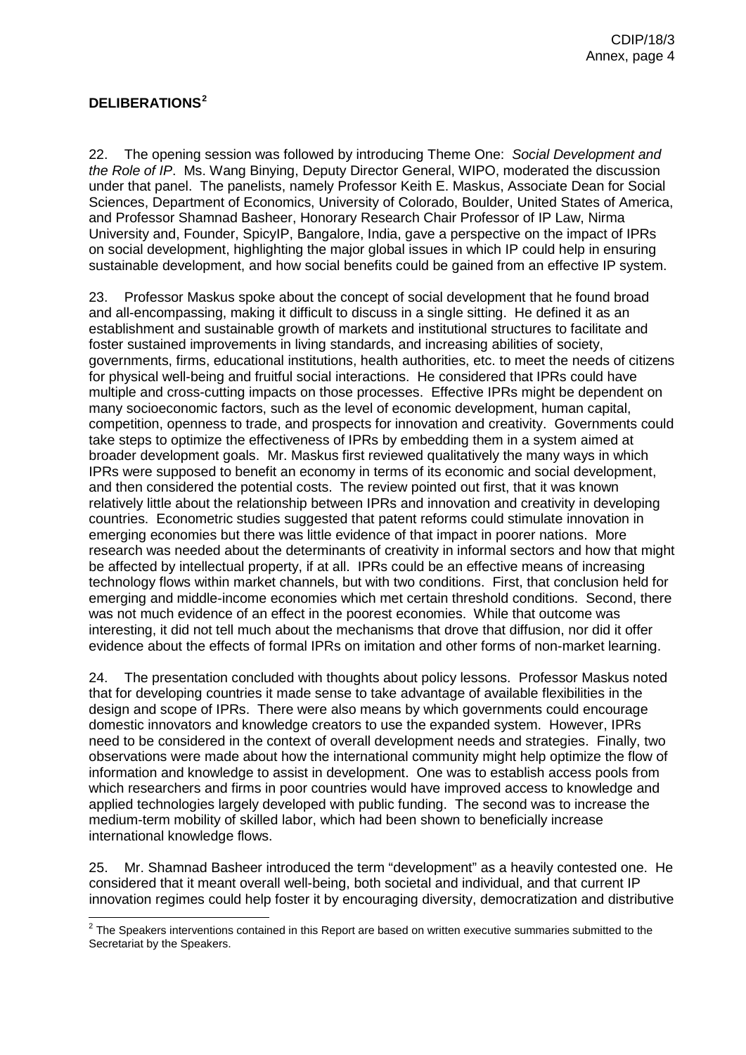## DELIBERATIONS[2]

22. The opening session was followed by introducing Theme One: *Social Development and the Role of IP*. Ms. Wang Binying, Deputy Director General, WIPO, moderated the discussion under that panel. The panelists, namely Professor Keith E. Maskus, Associate Dean for Social Sciences, Department of Economics, University of Colorado, Boulder, United States of America, and Professor Shamnad Basheer, Honorary Research Chair Professor of IP Law, Nirma University and, Founder, SpicyIP, Bangalore, India, gave a perspective on the impact of IPRs on social development, highlighting the major global issues in which IP could help in ensuring sustainable development, and how social benefits could be gained from an effective IP system.

23. Professor Maskus spoke about the concept of social development that he found broad and all-encompassing, making it difficult to discuss in a single sitting. He defined it as an establishment and sustainable growth of markets and institutional structures to facilitate and foster sustained improvements in living standards, and increasing abilities of society, governments, firms, educational institutions, health authorities, etc. to meet the needs of citizens for physical well-being and fruitful social interactions. He considered that IPRs could have multiple and cross-cutting impacts on those processes. Effective IPRs might be dependent on many socioeconomic factors, such as the level of economic development, human capital, competition, openness to trade, and prospects for innovation and creativity. Governments could take steps to optimize the effectiveness of IPRs by embedding them in a system aimed at broader development goals. Mr. Maskus first reviewed qualitatively the many ways in which IPRs were supposed to benefit an economy in terms of its economic and social development, and then considered the potential costs. The review pointed out first, that it was known relatively little about the relationship between IPRs and innovation and creativity in developing countries. Econometric studies suggested that patent reforms could stimulate innovation in emerging economies but there was little evidence of that impact in poorer nations. More research was needed about the determinants of creativity in informal sectors and how that might be affected by intellectual property, if at all. IPRs could be an effective means of increasing technology flows within market channels, but with two conditions. First, that conclusion held for emerging and middle-income economies which met certain threshold conditions. Second, there was not much evidence of an effect in the poorest economies. While that outcome was interesting, it did not tell much about the mechanisms that drove that diffusion, nor did it offer evidence about the effects of formal IPRs on imitation and other forms of non-market learning.

24. The presentation concluded with thoughts about policy lessons. Professor Maskus noted that for developing countries it made sense to take advantage of available flexibilities in the design and scope of IPRs. There were also means by which governments could encourage domestic innovators and knowledge creators to use the expanded system. However, IPRs need to be considered in the context of overall development needs and strategies. Finally, two observations were made about how the international community might help optimize the flow of information and knowledge to assist in development. One was to establish access pools from which researchers and firms in poor countries would have improved access to knowledge and applied technologies largely developed with public funding. The second was to increase the medium-term mobility of skilled labor, which had been shown to beneficially increase international knowledge flows.

25. Mr. Shamnad Basheer introduced the term "development" as a heavily contested one. He considered that it meant overall well-being, both societal and individual, and that current IP innovation regimes could help foster it by encouraging diversity, democratization and distributive

[2] The Speakers interventions contained in this Report are based on written executive summaries submitted to the Secretariat by the Speakers.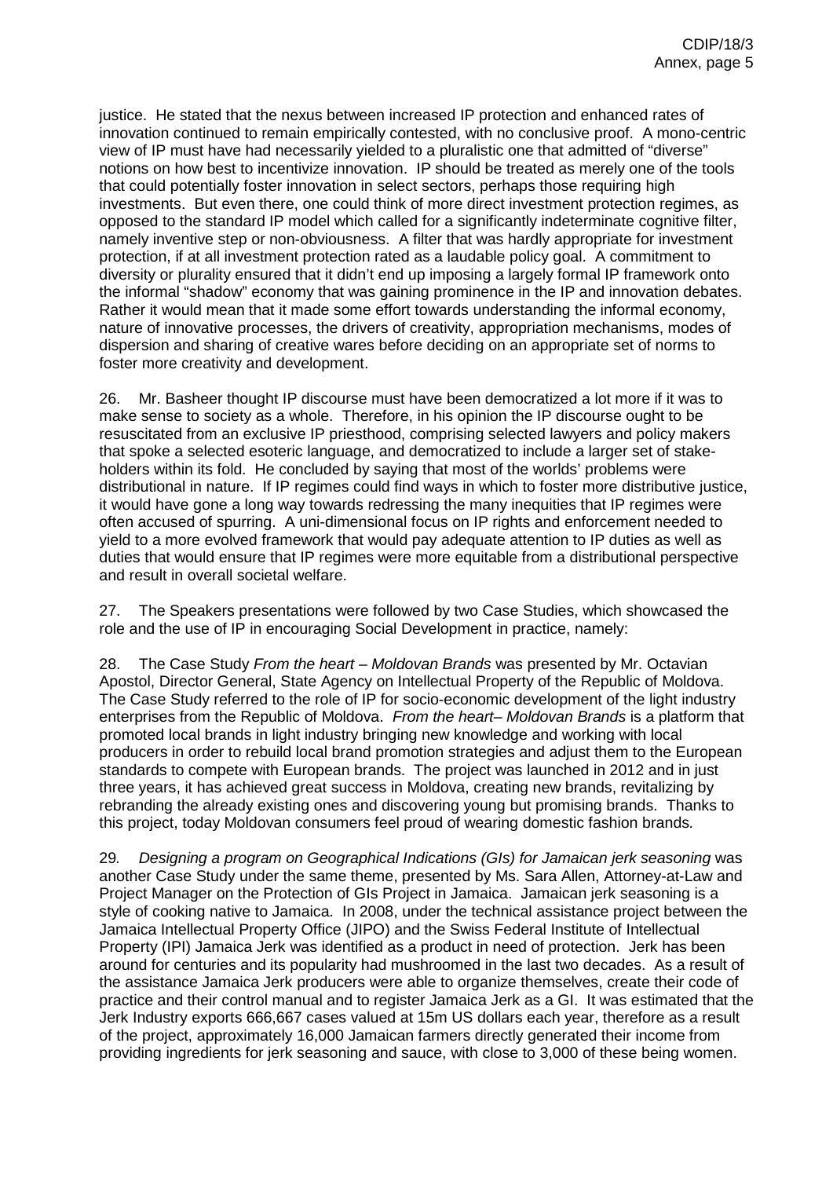justice. He stated that the nexus between increased IP protection and enhanced rates of innovation continued to remain empirically contested, with no conclusive proof. A mono-centric view of IP must have had necessarily yielded to a pluralistic one that admitted of "diverse" notions on how best to incentivize innovation. IP should be treated as merely one of the tools that could potentially foster innovation in select sectors, perhaps those requiring high investments. But even there, one could think of more direct investment protection regimes, as opposed to the standard IP model which called for a significantly indeterminate cognitive filter, namely inventive step or non-obviousness. A filter that was hardly appropriate for investment protection, if at all investment protection rated as a laudable policy goal. A commitment to diversity or plurality ensured that it didn't end up imposing a largely formal IP framework onto the informal "shadow" economy that was gaining prominence in the IP and innovation debates. Rather it would mean that it made some effort towards understanding the informal economy, nature of innovative processes, the drivers of creativity, appropriation mechanisms, modes of dispersion and sharing of creative wares before deciding on an appropriate set of norms to foster more creativity and development.

26. Mr. Basheer thought IP discourse must have been democratized a lot more if it was to make sense to society as a whole. Therefore, in his opinion the IP discourse ought to be resuscitated from an exclusive IP priesthood, comprising selected lawyers and policy makers that spoke a selected esoteric language, and democratized to include a larger set of stake-holders within its fold. He concluded by saying that most of the worlds' problems were distributional in nature. If IP regimes could find ways in which to foster more distributive justice, it would have gone a long way towards redressing the many inequities that IP regimes were often accused of spurring. A uni-dimensional focus on IP rights and enforcement needed to yield to a more evolved framework that would pay adequate attention to IP duties as well as duties that would ensure that IP regimes were more equitable from a distributional perspective and result in overall societal welfare.

27. The Speakers presentations were followed by two Case Studies, which showcased the role and the use of IP in encouraging Social Development in practice, namely:

28. The Case Study *From the heart – Moldovan Brands* was presented by Mr. Octavian Apostol, Director General, State Agency on Intellectual Property of the Republic of Moldova. The Case Study referred to the role of IP for socio-economic development of the light industry enterprises from the Republic of Moldova. *From the heart– Moldovan Brands* is a platform that promoted local brands in light industry bringing new knowledge and working with local producers in order to rebuild local brand promotion strategies and adjust them to the European standards to compete with European brands. The project was launched in 2012 and in just three years, it has achieved great success in Moldova, creating new brands, revitalizing by rebranding the already existing ones and discovering young but promising brands. Thanks to this project, today Moldovan consumers feel proud of wearing domestic fashion brands.

29. *Designing a program on Geographical Indications (GIs) for Jamaican jerk seasoning* was another Case Study under the same theme, presented by Ms. Sara Allen, Attorney-at-Law and Project Manager on the Protection of GIs Project in Jamaica. Jamaican jerk seasoning is a style of cooking native to Jamaica. In 2008, under the technical assistance project between the Jamaica Intellectual Property Office (JIPO) and the Swiss Federal Institute of Intellectual Property (IPI) Jamaica Jerk was identified as a product in need of protection. Jerk has been around for centuries and its popularity had mushroomed in the last two decades. As a result of the assistance Jamaica Jerk producers were able to organize themselves, create their code of practice and their control manual and to register Jamaica Jerk as a GI. It was estimated that the Jerk Industry exports 666,667 cases valued at 15m US dollars each year, therefore as a result of the project, approximately 16,000 Jamaican farmers directly generated their income from providing ingredients for jerk seasoning and sauce, with close to 3,000 of these being women.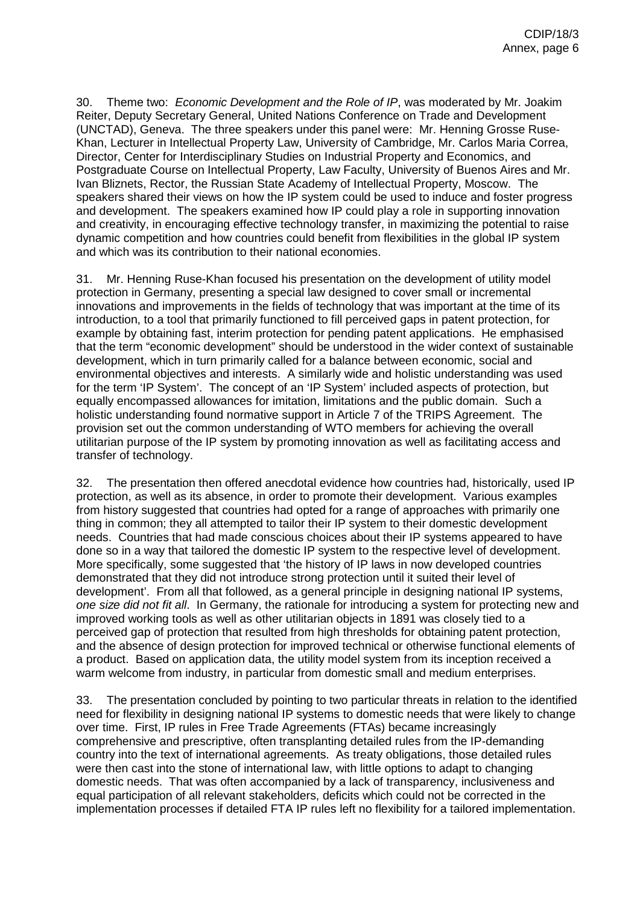30. Theme two: *Economic Development and the Role of IP*, was moderated by Mr. Joakim Reiter, Deputy Secretary General, United Nations Conference on Trade and Development (UNCTAD), Geneva. The three speakers under this panel were: Mr. Henning Grosse Ruse-Khan, Lecturer in Intellectual Property Law, University of Cambridge, Mr. Carlos Maria Correa, Director, Center for Interdisciplinary Studies on Industrial Property and Economics, and Postgraduate Course on Intellectual Property, Law Faculty, University of Buenos Aires and Mr. Ivan Bliznets, Rector, the Russian State Academy of Intellectual Property, Moscow. The speakers shared their views on how the IP system could be used to induce and foster progress and development. The speakers examined how IP could play a role in supporting innovation and creativity, in encouraging effective technology transfer, in maximizing the potential to raise dynamic competition and how countries could benefit from flexibilities in the global IP system and which was its contribution to their national economies.

31. Mr. Henning Ruse-Khan focused his presentation on the development of utility model protection in Germany, presenting a special law designed to cover small or incremental innovations and improvements in the fields of technology that was important at the time of its introduction, to a tool that primarily functioned to fill perceived gaps in patent protection, for example by obtaining fast, interim protection for pending patent applications. He emphasised that the term "economic development" should be understood in the wider context of sustainable development, which in turn primarily called for a balance between economic, social and environmental objectives and interests. A similarly wide and holistic understanding was used for the term 'IP System'. The concept of an 'IP System' included aspects of protection, but equally encompassed allowances for imitation, limitations and the public domain. Such a holistic understanding found normative support in Article 7 of the TRIPS Agreement. The provision set out the common understanding of WTO members for achieving the overall utilitarian purpose of the IP system by promoting innovation as well as facilitating access and transfer of technology.

32. The presentation then offered anecdotal evidence how countries had, historically, used IP protection, as well as its absence, in order to promote their development. Various examples from history suggested that countries had opted for a range of approaches with primarily one thing in common; they all attempted to tailor their IP system to their domestic development needs. Countries that had made conscious choices about their IP systems appeared to have done so in a way that tailored the domestic IP system to the respective level of development. More specifically, some suggested that 'the history of IP laws in now developed countries demonstrated that they did not introduce strong protection until it suited their level of development'. From all that followed, as a general principle in designing national IP systems, *one size did not fit all*. In Germany, the rationale for introducing a system for protecting new and improved working tools as well as other utilitarian objects in 1891 was closely tied to a perceived gap of protection that resulted from high thresholds for obtaining patent protection, and the absence of design protection for improved technical or otherwise functional elements of a product. Based on application data, the utility model system from its inception received a warm welcome from industry, in particular from domestic small and medium enterprises.

33. The presentation concluded by pointing to two particular threats in relation to the identified need for flexibility in designing national IP systems to domestic needs that were likely to change over time. First, IP rules in Free Trade Agreements (FTAs) became increasingly comprehensive and prescriptive, often transplanting detailed rules from the IP-demanding country into the text of international agreements. As treaty obligations, those detailed rules were then cast into the stone of international law, with little options to adapt to changing domestic needs. That was often accompanied by a lack of transparency, inclusiveness and equal participation of all relevant stakeholders, deficits which could not be corrected in the implementation processes if detailed FTA IP rules left no flexibility for a tailored implementation.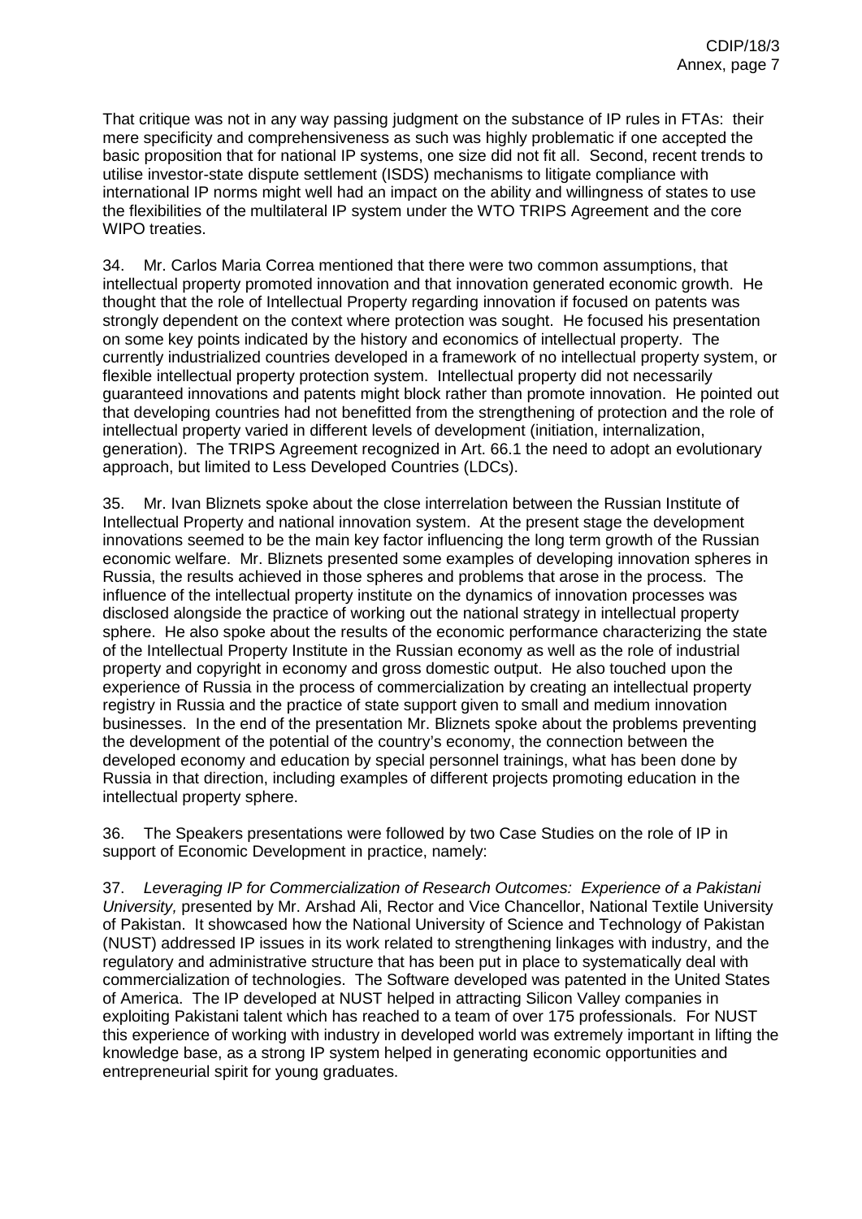That critique was not in any way passing judgment on the substance of IP rules in FTAs: their mere specificity and comprehensiveness as such was highly problematic if one accepted the basic proposition that for national IP systems, one size did not fit all. Second, recent trends to utilise investor-state dispute settlement (ISDS) mechanisms to litigate compliance with international IP norms might well had an impact on the ability and willingness of states to use the flexibilities of the multilateral IP system under the WTO TRIPS Agreement and the core WIPO treaties.

34. Mr. Carlos Maria Correa mentioned that there were two common assumptions, that intellectual property promoted innovation and that innovation generated economic growth. He thought that the role of Intellectual Property regarding innovation if focused on patents was strongly dependent on the context where protection was sought. He focused his presentation on some key points indicated by the history and economics of intellectual property. The currently industrialized countries developed in a framework of no intellectual property system, or flexible intellectual property protection system. Intellectual property did not necessarily guaranteed innovations and patents might block rather than promote innovation. He pointed out that developing countries had not benefitted from the strengthening of protection and the role of intellectual property varied in different levels of development (initiation, internalization, generation). The TRIPS Agreement recognized in Art. 66.1 the need to adopt an evolutionary approach, but limited to Less Developed Countries (LDCs).

35. Mr. Ivan Bliznets spoke about the close interrelation between the Russian Institute of Intellectual Property and national innovation system. At the present stage the development innovations seemed to be the main key factor influencing the long term growth of the Russian economic welfare. Mr. Bliznets presented some examples of developing innovation spheres in Russia, the results achieved in those spheres and problems that arose in the process. The influence of the intellectual property institute on the dynamics of innovation processes was disclosed alongside the practice of working out the national strategy in intellectual property sphere. He also spoke about the results of the economic performance characterizing the state of the Intellectual Property Institute in the Russian economy as well as the role of industrial property and copyright in economy and gross domestic output. He also touched upon the experience of Russia in the process of commercialization by creating an intellectual property registry in Russia and the practice of state support given to small and medium innovation businesses. In the end of the presentation Mr. Bliznets spoke about the problems preventing the development of the potential of the country's economy, the connection between the developed economy and education by special personnel trainings, what has been done by Russia in that direction, including examples of different projects promoting education in the intellectual property sphere.

36. The Speakers presentations were followed by two Case Studies on the role of IP in support of Economic Development in practice, namely:

37. *Leveraging IP for Commercialization of Research Outcomes: Experience of a Pakistani University,* presented by Mr. Arshad Ali, Rector and Vice Chancellor, National Textile University of Pakistan. It showcased how the National University of Science and Technology of Pakistan (NUST) addressed IP issues in its work related to strengthening linkages with industry, and the regulatory and administrative structure that has been put in place to systematically deal with commercialization of technologies. The Software developed was patented in the United States of America. The IP developed at NUST helped in attracting Silicon Valley companies in exploiting Pakistani talent which has reached to a team of over 175 professionals. For NUST this experience of working with industry in developed world was extremely important in lifting the knowledge base, as a strong IP system helped in generating economic opportunities and entrepreneurial spirit for young graduates.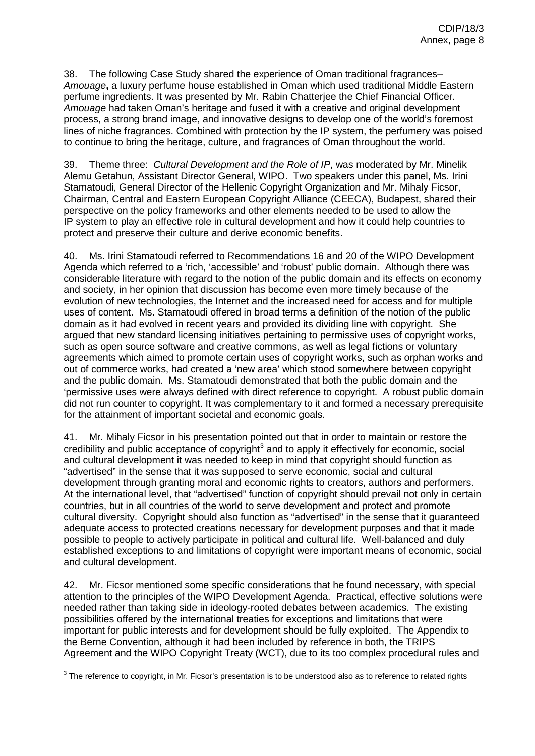38. The following Case Study shared the experience of Oman traditional fragrances– *Amouage***,** a luxury perfume house established in Oman which used traditional Middle Eastern perfume ingredients. It was presented by Mr. Rabin Chatterjee the Chief Financial Officer. *Amouage* had taken Oman's heritage and fused it with a creative and original development process, a strong brand image, and innovative designs to develop one of the world's foremost lines of niche fragrances. Combined with protection by the IP system, the perfumery was poised to continue to bring the heritage, culture, and fragrances of Oman throughout the world.

39. Theme three: *Cultural Development and the Role of IP*, was moderated by Mr. Minelik Alemu Getahun, Assistant Director General, WIPO. Two speakers under this panel, Ms. Irini Stamatoudi, General Director of the Hellenic Copyright Organization and Mr. Mihaly Ficsor, Chairman, Central and Eastern European Copyright Alliance (CEECA), Budapest, shared their perspective on the policy frameworks and other elements needed to be used to allow the IP system to play an effective role in cultural development and how it could help countries to protect and preserve their culture and derive economic benefits.

40. Ms. Irini Stamatoudi referred to Recommendations 16 and 20 of the WIPO Development Agenda which referred to a 'rich, 'accessible' and 'robust' public domain. Although there was considerable literature with regard to the notion of the public domain and its effects on economy and society, in her opinion that discussion has become even more timely because of the evolution of new technologies, the Internet and the increased need for access and for multiple uses of content. Ms. Stamatoudi offered in broad terms a definition of the notion of the public domain as it had evolved in recent years and provided its dividing line with copyright. She argued that new standard licensing initiatives pertaining to permissive uses of copyright works, such as open source software and creative commons, as well as legal fictions or voluntary agreements which aimed to promote certain uses of copyright works, such as orphan works and out of commerce works, had created a 'new area' which stood somewhere between copyright and the public domain. Ms. Stamatoudi demonstrated that both the public domain and the 'permissive uses were always defined with direct reference to copyright. A robust public domain did not run counter to copyright. It was complementary to it and formed a necessary prerequisite for the attainment of important societal and economic goals.

41. Mr. Mihaly Ficsor in his presentation pointed out that in order to maintain or restore the credibility and public acceptance of copyright[3] and to apply it effectively for economic, social and cultural development it was needed to keep in mind that copyright should function as "advertised" in the sense that it was supposed to serve economic, social and cultural development through granting moral and economic rights to creators, authors and performers. At the international level, that "advertised" function of copyright should prevail not only in certain countries, but in all countries of the world to serve development and protect and promote cultural diversity. Copyright should also function as "advertised" in the sense that it guaranteed adequate access to protected creations necessary for development purposes and that it made possible to people to actively participate in political and cultural life. Well-balanced and duly established exceptions to and limitations of copyright were important means of economic, social and cultural development.

42. Mr. Ficsor mentioned some specific considerations that he found necessary, with special attention to the principles of the WIPO Development Agenda. Practical, effective solutions were needed rather than taking side in ideology-rooted debates between academics. The existing possibilities offered by the international treaties for exceptions and limitations that were important for public interests and for development should be fully exploited. The Appendix to the Berne Convention, although it had been included by reference in both, the TRIPS Agreement and the WIPO Copyright Treaty (WCT), due to its too complex procedural rules and

[3] The reference to copyright, in Mr. Ficsor's presentation is to be understood also as to reference to related rights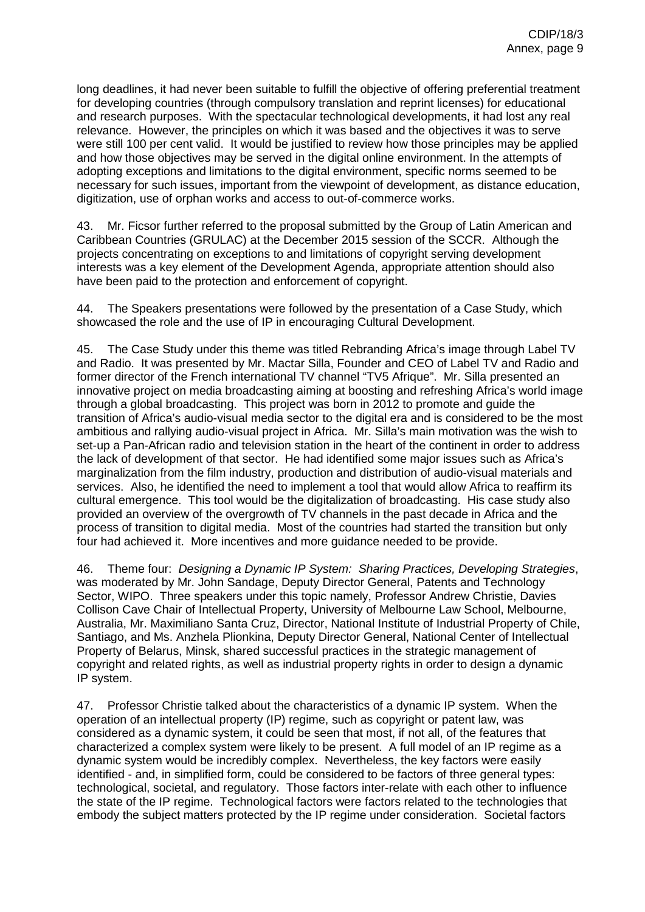long deadlines, it had never been suitable to fulfill the objective of offering preferential treatment for developing countries (through compulsory translation and reprint licenses) for educational and research purposes. With the spectacular technological developments, it had lost any real relevance. However, the principles on which it was based and the objectives it was to serve were still 100 per cent valid. It would be justified to review how those principles may be applied and how those objectives may be served in the digital online environment. In the attempts of adopting exceptions and limitations to the digital environment, specific norms seemed to be necessary for such issues, important from the viewpoint of development, as distance education, digitization, use of orphan works and access to out-of-commerce works.

43. Mr. Ficsor further referred to the proposal submitted by the Group of Latin American and Caribbean Countries (GRULAC) at the December 2015 session of the SCCR. Although the projects concentrating on exceptions to and limitations of copyright serving development interests was a key element of the Development Agenda, appropriate attention should also have been paid to the protection and enforcement of copyright.

44. The Speakers presentations were followed by the presentation of a Case Study, which showcased the role and the use of IP in encouraging Cultural Development.

45. The Case Study under this theme was titled Rebranding Africa's image through Label TV and Radio. It was presented by Mr. Mactar Silla, Founder and CEO of Label TV and Radio and former director of the French international TV channel "TV5 Afrique". Mr. Silla presented an innovative project on media broadcasting aiming at boosting and refreshing Africa's world image through a global broadcasting. This project was born in 2012 to promote and guide the transition of Africa's audio-visual media sector to the digital era and is considered to be the most ambitious and rallying audio-visual project in Africa. Mr. Silla's main motivation was the wish to set-up a Pan-African radio and television station in the heart of the continent in order to address the lack of development of that sector. He had identified some major issues such as Africa's marginalization from the film industry, production and distribution of audio-visual materials and services. Also, he identified the need to implement a tool that would allow Africa to reaffirm its cultural emergence. This tool would be the digitalization of broadcasting. His case study also provided an overview of the overgrowth of TV channels in the past decade in Africa and the process of transition to digital media. Most of the countries had started the transition but only four had achieved it. More incentives and more guidance needed to be provide.

46. Theme four: *Designing a Dynamic IP System: Sharing Practices, Developing Strategies*, was moderated by Mr. John Sandage, Deputy Director General, Patents and Technology Sector, WIPO. Three speakers under this topic namely, Professor Andrew Christie, Davies Collison Cave Chair of Intellectual Property, University of Melbourne Law School, Melbourne, Australia, Mr. Maximiliano Santa Cruz, Director, National Institute of Industrial Property of Chile, Santiago, and Ms. Anzhela Plionkina, Deputy Director General, National Center of Intellectual Property of Belarus, Minsk, shared successful practices in the strategic management of copyright and related rights, as well as industrial property rights in order to design a dynamic IP system.

47. Professor Christie talked about the characteristics of a dynamic IP system. When the operation of an intellectual property (IP) regime, such as copyright or patent law, was considered as a dynamic system, it could be seen that most, if not all, of the features that characterized a complex system were likely to be present. A full model of an IP regime as a dynamic system would be incredibly complex. Nevertheless, the key factors were easily identified - and, in simplified form, could be considered to be factors of three general types: technological, societal, and regulatory. Those factors inter-relate with each other to influence the state of the IP regime. Technological factors were factors related to the technologies that embody the subject matters protected by the IP regime under consideration. Societal factors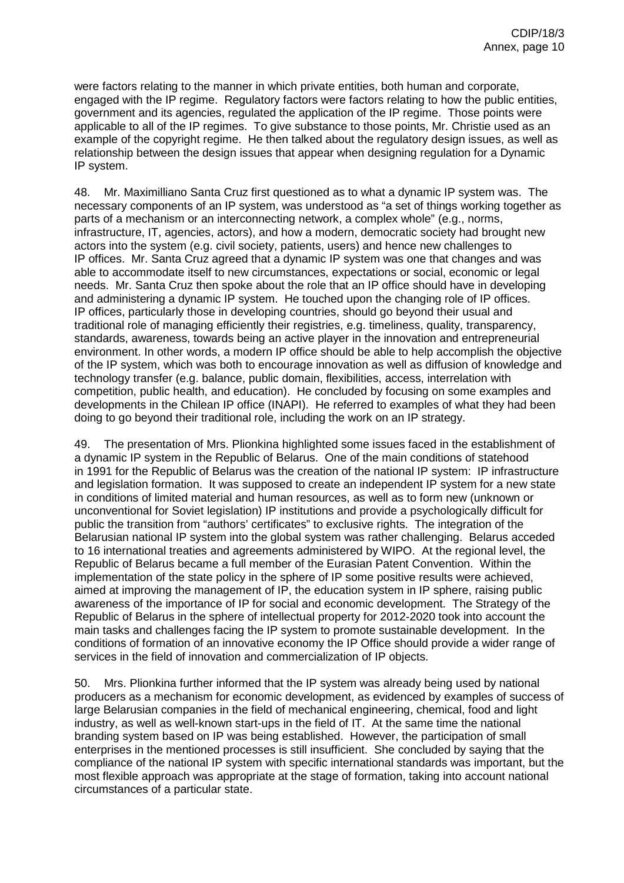were factors relating to the manner in which private entities, both human and corporate, engaged with the IP regime. Regulatory factors were factors relating to how the public entities, government and its agencies, regulated the application of the IP regime. Those points were applicable to all of the IP regimes. To give substance to those points, Mr. Christie used as an example of the copyright regime. He then talked about the regulatory design issues, as well as relationship between the design issues that appear when designing regulation for a Dynamic IP system.

48. Mr. Maximilliano Santa Cruz first questioned as to what a dynamic IP system was. The necessary components of an IP system, was understood as "a set of things working together as parts of a mechanism or an interconnecting network, a complex whole" (e.g., norms, infrastructure, IT, agencies, actors), and how a modern, democratic society had brought new actors into the system (e.g. civil society, patients, users) and hence new challenges to IP offices. Mr. Santa Cruz agreed that a dynamic IP system was one that changes and was able to accommodate itself to new circumstances, expectations or social, economic or legal needs. Mr. Santa Cruz then spoke about the role that an IP office should have in developing and administering a dynamic IP system. He touched upon the changing role of IP offices. IP offices, particularly those in developing countries, should go beyond their usual and traditional role of managing efficiently their registries, e.g. timeliness, quality, transparency, standards, awareness, towards being an active player in the innovation and entrepreneurial environment. In other words, a modern IP office should be able to help accomplish the objective of the IP system, which was both to encourage innovation as well as diffusion of knowledge and technology transfer (e.g. balance, public domain, flexibilities, access, interrelation with competition, public health, and education). He concluded by focusing on some examples and developments in the Chilean IP office (INAPI). He referred to examples of what they had been doing to go beyond their traditional role, including the work on an IP strategy.

49. The presentation of Mrs. Plionkina highlighted some issues faced in the establishment of a dynamic IP system in the Republic of Belarus. One of the main conditions of statehood in 1991 for the Republic of Belarus was the creation of the national IP system: IP infrastructure and legislation formation. It was supposed to create an independent IP system for a new state in conditions of limited material and human resources, as well as to form new (unknown or unconventional for Soviet legislation) IP institutions and provide a psychologically difficult for public the transition from "authors' certificates" to exclusive rights. The integration of the Belarusian national IP system into the global system was rather challenging. Belarus acceded to 16 international treaties and agreements administered by WIPO. At the regional level, the Republic of Belarus became a full member of the Eurasian Patent Convention. Within the implementation of the state policy in the sphere of IP some positive results were achieved, aimed at improving the management of IP, the education system in IP sphere, raising public awareness of the importance of IP for social and economic development. The Strategy of the Republic of Belarus in the sphere of intellectual property for 2012-2020 took into account the main tasks and challenges facing the IP system to promote sustainable development. In the conditions of formation of an innovative economy the IP Office should provide a wider range of services in the field of innovation and commercialization of IP objects.

50. Mrs. Plionkina further informed that the IP system was already being used by national producers as a mechanism for economic development, as evidenced by examples of success of large Belarusian companies in the field of mechanical engineering, chemical, food and light industry, as well as well-known start-ups in the field of IT. At the same time the national branding system based on IP was being established. However, the participation of small enterprises in the mentioned processes is still insufficient. She concluded by saying that the compliance of the national IP system with specific international standards was important, but the most flexible approach was appropriate at the stage of formation, taking into account national circumstances of a particular state.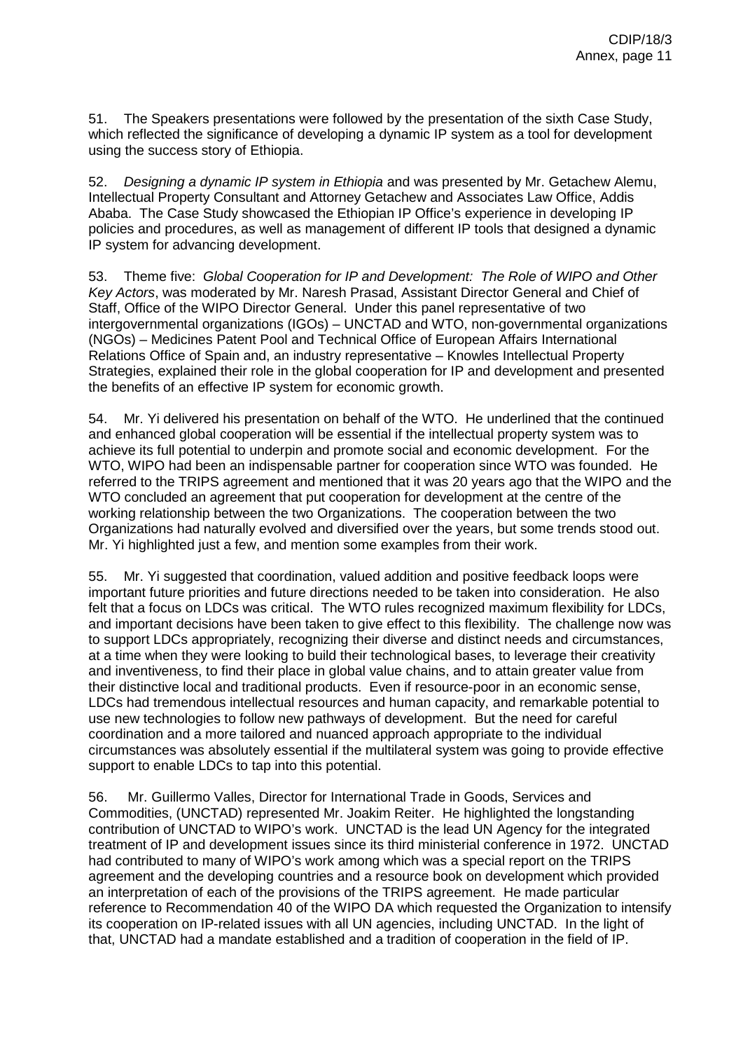51. The Speakers presentations were followed by the presentation of the sixth Case Study, which reflected the significance of developing a dynamic IP system as a tool for development using the success story of Ethiopia.

52. *Designing a dynamic IP system in Ethiopia* and was presented by Mr. Getachew Alemu, Intellectual Property Consultant and Attorney Getachew and Associates Law Office, Addis Ababa. The Case Study showcased the Ethiopian IP Office's experience in developing IP policies and procedures, as well as management of different IP tools that designed a dynamic IP system for advancing development.

53. Theme five: *Global Cooperation for IP and Development: The Role of WIPO and Other Key Actors*, was moderated by Mr. Naresh Prasad, Assistant Director General and Chief of Staff, Office of the WIPO Director General. Under this panel representative of two intergovernmental organizations (IGOs) – UNCTAD and WTO, non-governmental organizations (NGOs) – Medicines Patent Pool and Technical Office of European Affairs International Relations Office of Spain and, an industry representative – Knowles Intellectual Property Strategies, explained their role in the global cooperation for IP and development and presented the benefits of an effective IP system for economic growth.

54. Mr. Yi delivered his presentation on behalf of the WTO. He underlined that the continued and enhanced global cooperation will be essential if the intellectual property system was to achieve its full potential to underpin and promote social and economic development. For the WTO, WIPO had been an indispensable partner for cooperation since WTO was founded. He referred to the TRIPS agreement and mentioned that it was 20 years ago that the WIPO and the WTO concluded an agreement that put cooperation for development at the centre of the working relationship between the two Organizations. The cooperation between the two Organizations had naturally evolved and diversified over the years, but some trends stood out. Mr. Yi highlighted just a few, and mention some examples from their work.

55. Mr. Yi suggested that coordination, valued addition and positive feedback loops were important future priorities and future directions needed to be taken into consideration. He also felt that a focus on LDCs was critical. The WTO rules recognized maximum flexibility for LDCs, and important decisions have been taken to give effect to this flexibility. The challenge now was to support LDCs appropriately, recognizing their diverse and distinct needs and circumstances, at a time when they were looking to build their technological bases, to leverage their creativity and inventiveness, to find their place in global value chains, and to attain greater value from their distinctive local and traditional products. Even if resource-poor in an economic sense, LDCs had tremendous intellectual resources and human capacity, and remarkable potential to use new technologies to follow new pathways of development. But the need for careful coordination and a more tailored and nuanced approach appropriate to the individual circumstances was absolutely essential if the multilateral system was going to provide effective support to enable LDCs to tap into this potential.

56. Mr. Guillermo Valles, Director for International Trade in Goods, Services and Commodities, (UNCTAD) represented Mr. Joakim Reiter. He highlighted the longstanding contribution of UNCTAD to WIPO's work. UNCTAD is the lead UN Agency for the integrated treatment of IP and development issues since its third ministerial conference in 1972. UNCTAD had contributed to many of WIPO's work among which was a special report on the TRIPS agreement and the developing countries and a resource book on development which provided an interpretation of each of the provisions of the TRIPS agreement. He made particular reference to Recommendation 40 of the WIPO DA which requested the Organization to intensify its cooperation on IP-related issues with all UN agencies, including UNCTAD. In the light of that, UNCTAD had a mandate established and a tradition of cooperation in the field of IP.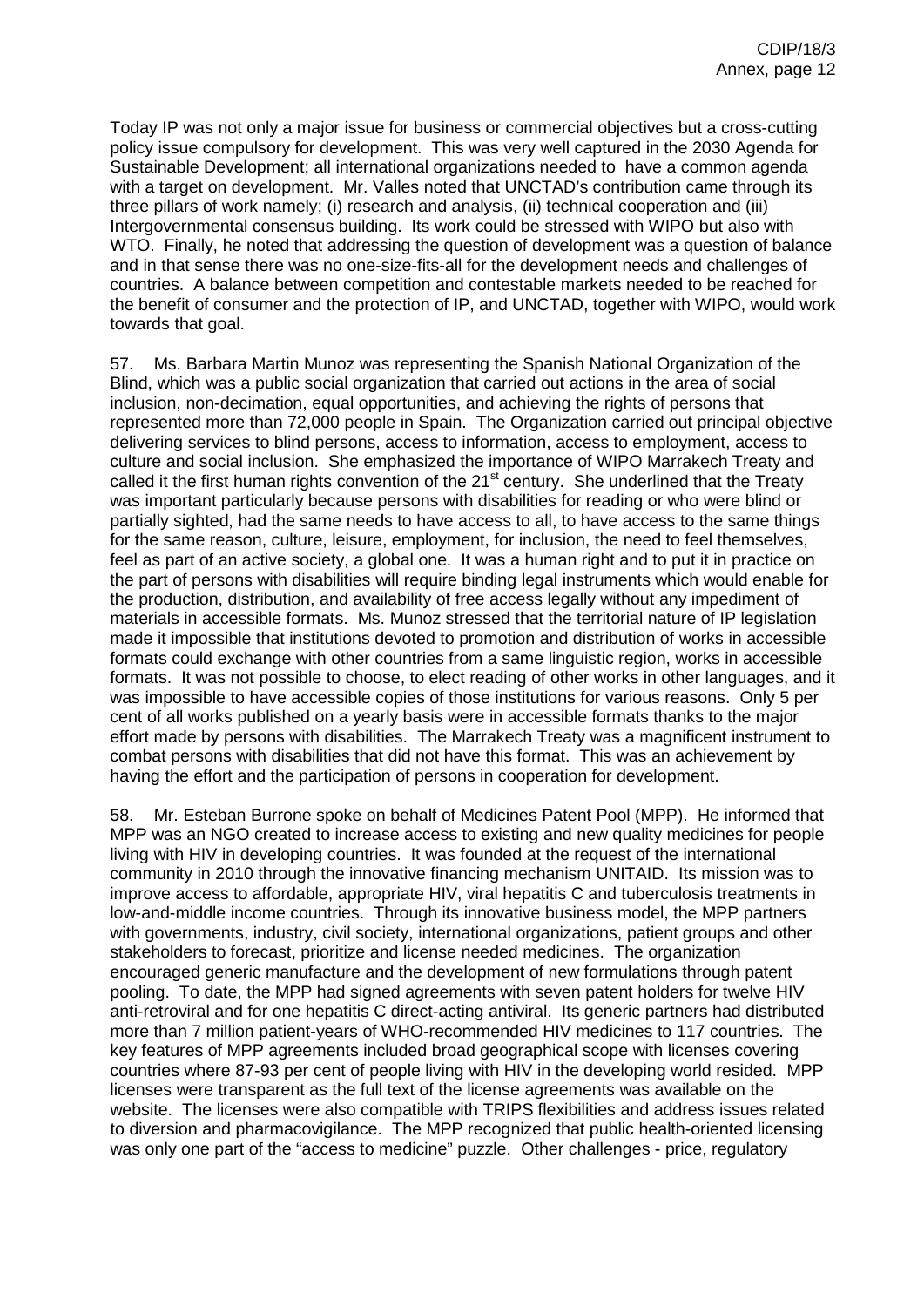Today IP was not only a major issue for business or commercial objectives but a cross-cutting policy issue compulsory for development. This was very well captured in the 2030 Agenda for Sustainable Development; all international organizations needed to have a common agenda with a target on development. Mr. Valles noted that UNCTAD's contribution came through its three pillars of work namely; (i) research and analysis, (ii) technical cooperation and (iii) Intergovernmental consensus building. Its work could be stressed with WIPO but also with WTO. Finally, he noted that addressing the question of development was a question of balance and in that sense there was no one-size-fits-all for the development needs and challenges of countries. A balance between competition and contestable markets needed to be reached for the benefit of consumer and the protection of IP, and UNCTAD, together with WIPO, would work towards that goal.

57. Ms. Barbara Martin Munoz was representing the Spanish National Organization of the Blind, which was a public social organization that carried out actions in the area of social inclusion, non-decimation, equal opportunities, and achieving the rights of persons that represented more than 72,000 people in Spain. The Organization carried out principal objective delivering services to blind persons, access to information, access to employment, access to culture and social inclusion. She emphasized the importance of WIPO Marrakech Treaty and called it the first human rights convention of the 21st century. She underlined that the Treaty was important particularly because persons with disabilities for reading or who were blind or partially sighted, had the same needs to have access to all, to have access to the same things for the same reason, culture, leisure, employment, for inclusion, the need to feel themselves, feel as part of an active society, a global one. It was a human right and to put it in practice on the part of persons with disabilities will require binding legal instruments which would enable for the production, distribution, and availability of free access legally without any impediment of materials in accessible formats. Ms. Munoz stressed that the territorial nature of IP legislation made it impossible that institutions devoted to promotion and distribution of works in accessible formats could exchange with other countries from a same linguistic region, works in accessible formats. It was not possible to choose, to elect reading of other works in other languages, and it was impossible to have accessible copies of those institutions for various reasons. Only 5 per cent of all works published on a yearly basis were in accessible formats thanks to the major effort made by persons with disabilities. The Marrakech Treaty was a magnificent instrument to combat persons with disabilities that did not have this format. This was an achievement by having the effort and the participation of persons in cooperation for development.

58. Mr. Esteban Burrone spoke on behalf of Medicines Patent Pool (MPP). He informed that MPP was an NGO created to increase access to existing and new quality medicines for people living with HIV in developing countries. It was founded at the request of the international community in 2010 through the innovative financing mechanism UNITAID. Its mission was to improve access to affordable, appropriate HIV, viral hepatitis C and tuberculosis treatments in low-and-middle income countries. Through its innovative business model, the MPP partners with governments, industry, civil society, international organizations, patient groups and other stakeholders to forecast, prioritize and license needed medicines. The organization encouraged generic manufacture and the development of new formulations through patent pooling. To date, the MPP had signed agreements with seven patent holders for twelve HIV anti-retroviral and for one hepatitis C direct-acting antiviral. Its generic partners had distributed more than 7 million patient-years of WHO-recommended HIV medicines to 117 countries. The key features of MPP agreements included broad geographical scope with licenses covering countries where 87-93 per cent of people living with HIV in the developing world resided. MPP licenses were transparent as the full text of the license agreements was available on the website. The licenses were also compatible with TRIPS flexibilities and address issues related to diversion and pharmacovigilance. The MPP recognized that public health-oriented licensing was only one part of the "access to medicine" puzzle. Other challenges - price, regulatory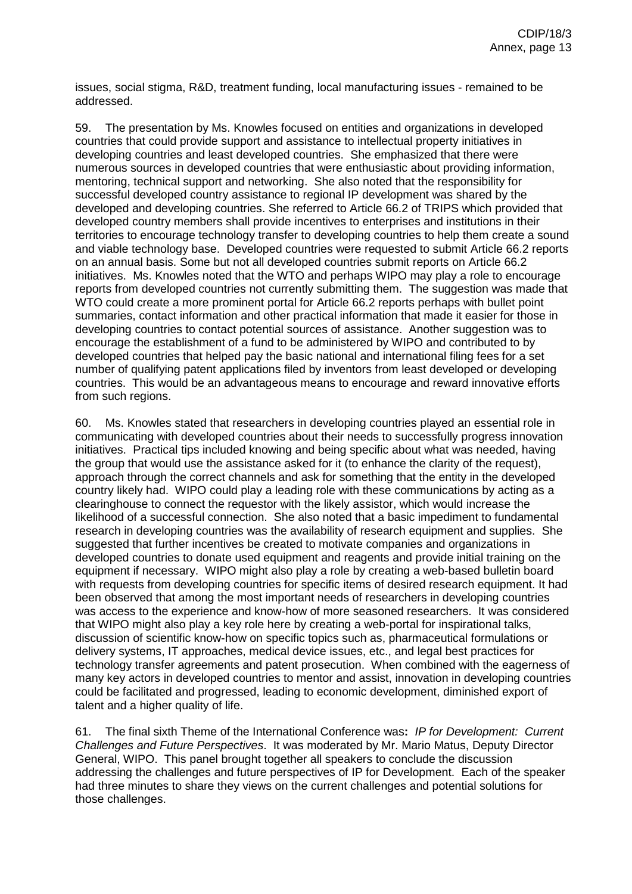issues, social stigma, R&D, treatment funding, local manufacturing issues - remained to be addressed.

59. The presentation by Ms. Knowles focused on entities and organizations in developed countries that could provide support and assistance to intellectual property initiatives in developing countries and least developed countries. She emphasized that there were numerous sources in developed countries that were enthusiastic about providing information, mentoring, technical support and networking. She also noted that the responsibility for successful developed country assistance to regional IP development was shared by the developed and developing countries. She referred to Article 66.2 of TRIPS which provided that developed country members shall provide incentives to enterprises and institutions in their territories to encourage technology transfer to developing countries to help them create a sound and viable technology base. Developed countries were requested to submit Article 66.2 reports on an annual basis. Some but not all developed countries submit reports on Article 66.2 initiatives. Ms. Knowles noted that the WTO and perhaps WIPO may play a role to encourage reports from developed countries not currently submitting them. The suggestion was made that WTO could create a more prominent portal for Article 66.2 reports perhaps with bullet point summaries, contact information and other practical information that made it easier for those in developing countries to contact potential sources of assistance. Another suggestion was to encourage the establishment of a fund to be administered by WIPO and contributed to by developed countries that helped pay the basic national and international filing fees for a set number of qualifying patent applications filed by inventors from least developed or developing countries. This would be an advantageous means to encourage and reward innovative efforts from such regions.

60. Ms. Knowles stated that researchers in developing countries played an essential role in communicating with developed countries about their needs to successfully progress innovation initiatives. Practical tips included knowing and being specific about what was needed, having the group that would use the assistance asked for it (to enhance the clarity of the request), approach through the correct channels and ask for something that the entity in the developed country likely had. WIPO could play a leading role with these communications by acting as a clearinghouse to connect the requestor with the likely assistor, which would increase the likelihood of a successful connection. She also noted that a basic impediment to fundamental research in developing countries was the availability of research equipment and supplies. She suggested that further incentives be created to motivate companies and organizations in developed countries to donate used equipment and reagents and provide initial training on the equipment if necessary. WIPO might also play a role by creating a web-based bulletin board with requests from developing countries for specific items of desired research equipment. It had been observed that among the most important needs of researchers in developing countries was access to the experience and know-how of more seasoned researchers. It was considered that WIPO might also play a key role here by creating a web-portal for inspirational talks, discussion of scientific know-how on specific topics such as, pharmaceutical formulations or delivery systems, IT approaches, medical device issues, etc., and legal best practices for technology transfer agreements and patent prosecution. When combined with the eagerness of many key actors in developed countries to mentor and assist, innovation in developing countries could be facilitated and progressed, leading to economic development, diminished export of talent and a higher quality of life.

61. The final sixth Theme of the International Conference was**:** *IP for Development: Current Challenges and Future Perspectives*. It was moderated by Mr. Mario Matus, Deputy Director General, WIPO. This panel brought together all speakers to conclude the discussion addressing the challenges and future perspectives of IP for Development. Each of the speaker had three minutes to share they views on the current challenges and potential solutions for those challenges.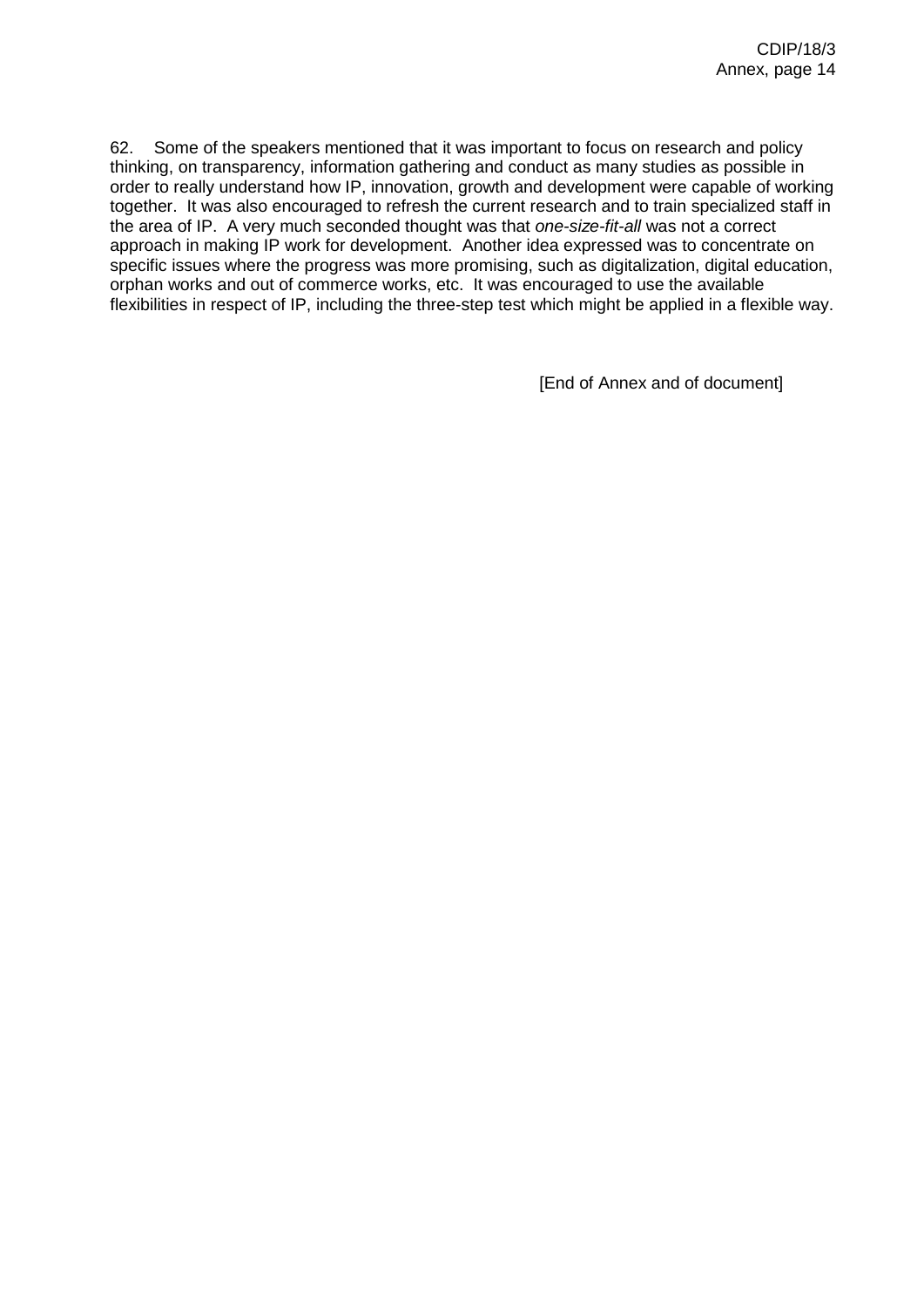62. Some of the speakers mentioned that it was important to focus on research and policy thinking, on transparency, information gathering and conduct as many studies as possible in order to really understand how IP, innovation, growth and development were capable of working together. It was also encouraged to refresh the current research and to train specialized staff in the area of IP. A very much seconded thought was that *one-size-fit-all* was not a correct approach in making IP work for development. Another idea expressed was to concentrate on specific issues where the progress was more promising, such as digitalization, digital education, orphan works and out of commerce works, etc. It was encouraged to use the available flexibilities in respect of IP, including the three-step test which might be applied in a flexible way.

[End of Annex and of document]